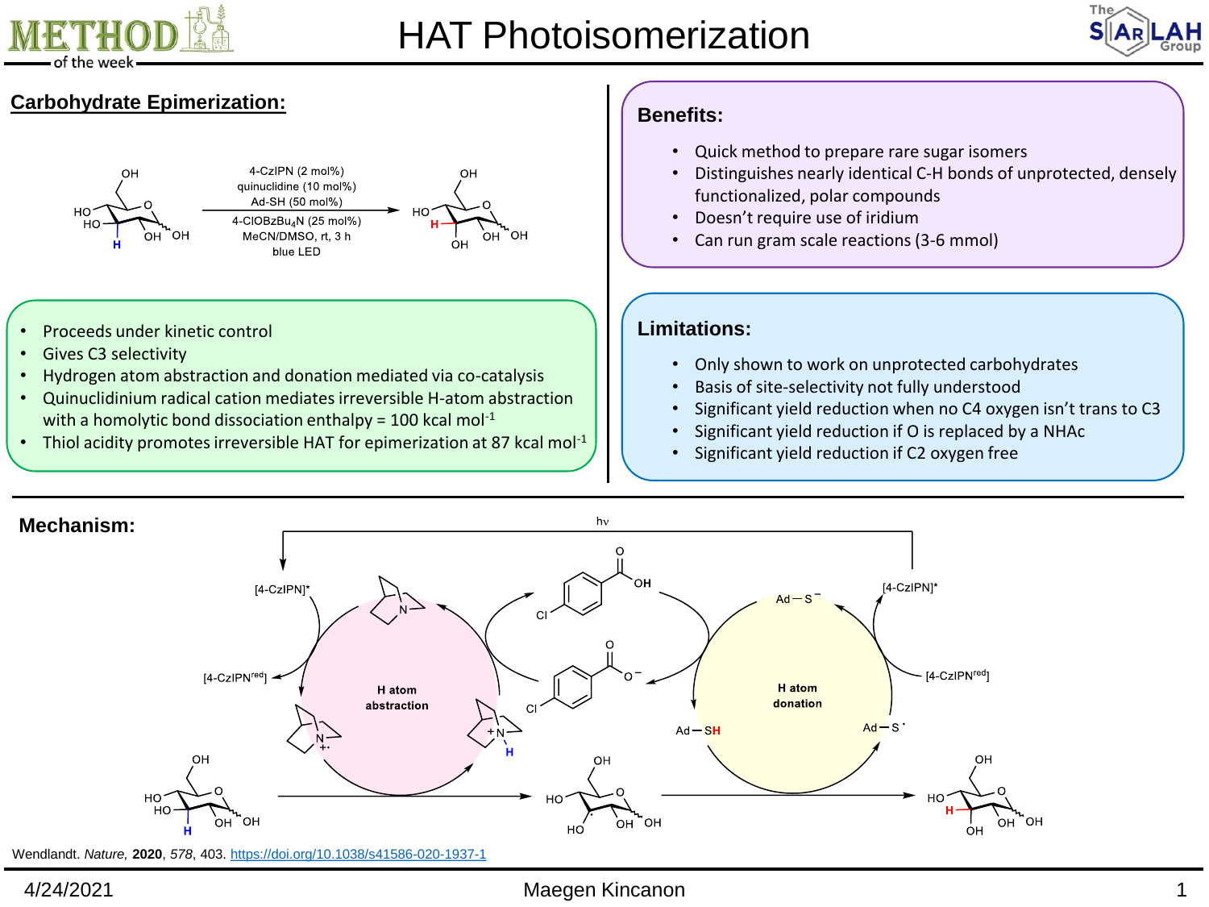# HAT Photoisomerization

## Carbohydrate Epimerization:

4-CzIPN (2 mol%)
quinuclidine (10 mol%)
Ad-SH (50 mol%)
4-ClOBzBu$_4$N (25 mol%)
MeCN/DMSO, rt, 3 h
blue LED

- Proceeds under kinetic control
- Gives C3 selectivity
- Hydrogen atom abstraction and donation mediated via co-catalysis
- Quinuclidinium radical cation mediates irreversible H-atom abstraction with a homolytic bond dissociation enthalpy = 100 kcal mol$^{-1}$
- Thiol acidity promotes irreversible HAT for epimerization at 87 kcal mol$^{-1}$

## Benefits:

- Quick method to prepare rare sugar isomers
- Distinguishes nearly identical C-H bonds of unprotected, densely functionalized, polar compounds
- Doesn't require use of iridium
- Can run gram scale reactions (3-6 mmol)

## Limitations:

- Only shown to work on unprotected carbohydrates
- Basis of site-selectivity not fully understood
- Significant yield reduction when no C4 oxygen isn't trans to C3
- Significant yield reduction if O is replaced by a NHAc
- Significant yield reduction if C2 oxygen free

## Mechanism:

hν

[4-CzIPN]* → [4-CzIPN$^{red}$]

H atom abstraction

H atom donation

Ad–S$^-$ → Ad–SH, Ad–S$^\bullet$

[4-CzIPN]* ← [4-CzIPN$^{red}$]

Wendlandt. *Nature*, **2020**, *578*, 403. https://doi.org/10.1038/s41586-020-1937-1

4/24/2021 Maegen Kincanon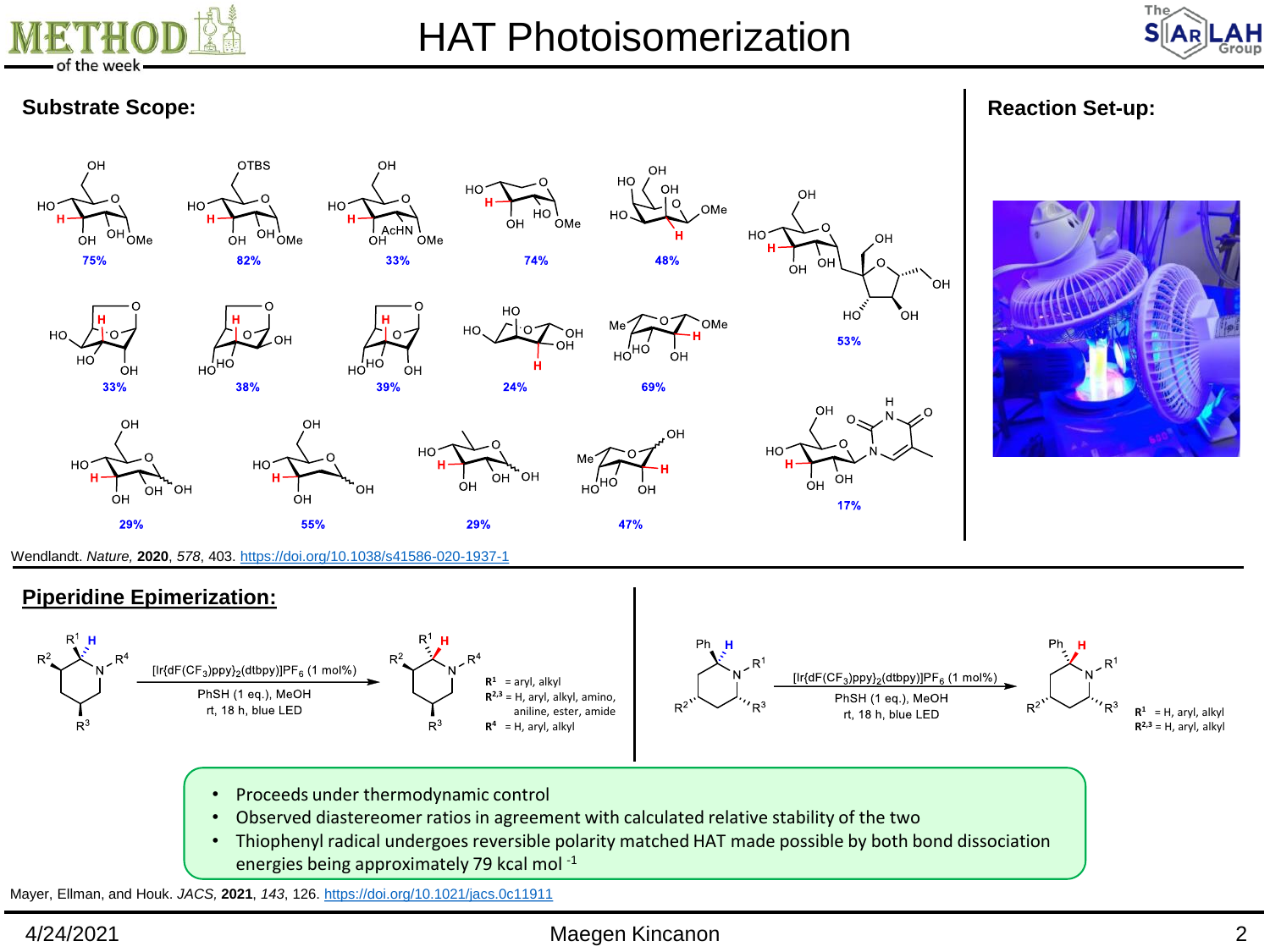# HAT Photoisomerization

## Substrate Scope:

75% | 82% | 33% | 74% | 48% | 53%

33% | 38% | 39% | 24% | 69%

29% | 55% | 29% | 47% | 17%

Wendlandt. *Nature*, **2020**, *578*, 403. https://doi.org/10.1038/s41586-020-1937-1

## Reaction Set-up:

## Piperidine Epimerization:

$[Ir\{dF(CF_3)ppy\}_2(dtbpy)]PF_6$ (1 mol%)
PhSH (1 eq.), MeOH
rt, 18 h, blue LED

$R^1$ = aryl, alkyl
$R^{2,3}$ = H, aryl, alkyl, amino, aniline, ester, amide
$R^4$ = H, aryl, alkyl

$[Ir\{dF(CF_3)ppy\}_2(dtbpy)]PF_6$ (1 mol%)
PhSH (1 eq.), MeOH
rt, 18 h, blue LED

$R^1$ = H, aryl, alkyl
$R^{2,3}$ = H, aryl, alkyl

- Proceeds under thermodynamic control
- Observed diastereomer ratios in agreement with calculated relative stability of the two
- Thiophenyl radical undergoes reversible polarity matched HAT made possible by both bond dissociation energies being approximately 79 kcal mol $^{-1}$

Mayer, Ellman, and Houk. *JACS*, **2021**, *143*, 126. https://doi.org/10.1021/jacs.0c11911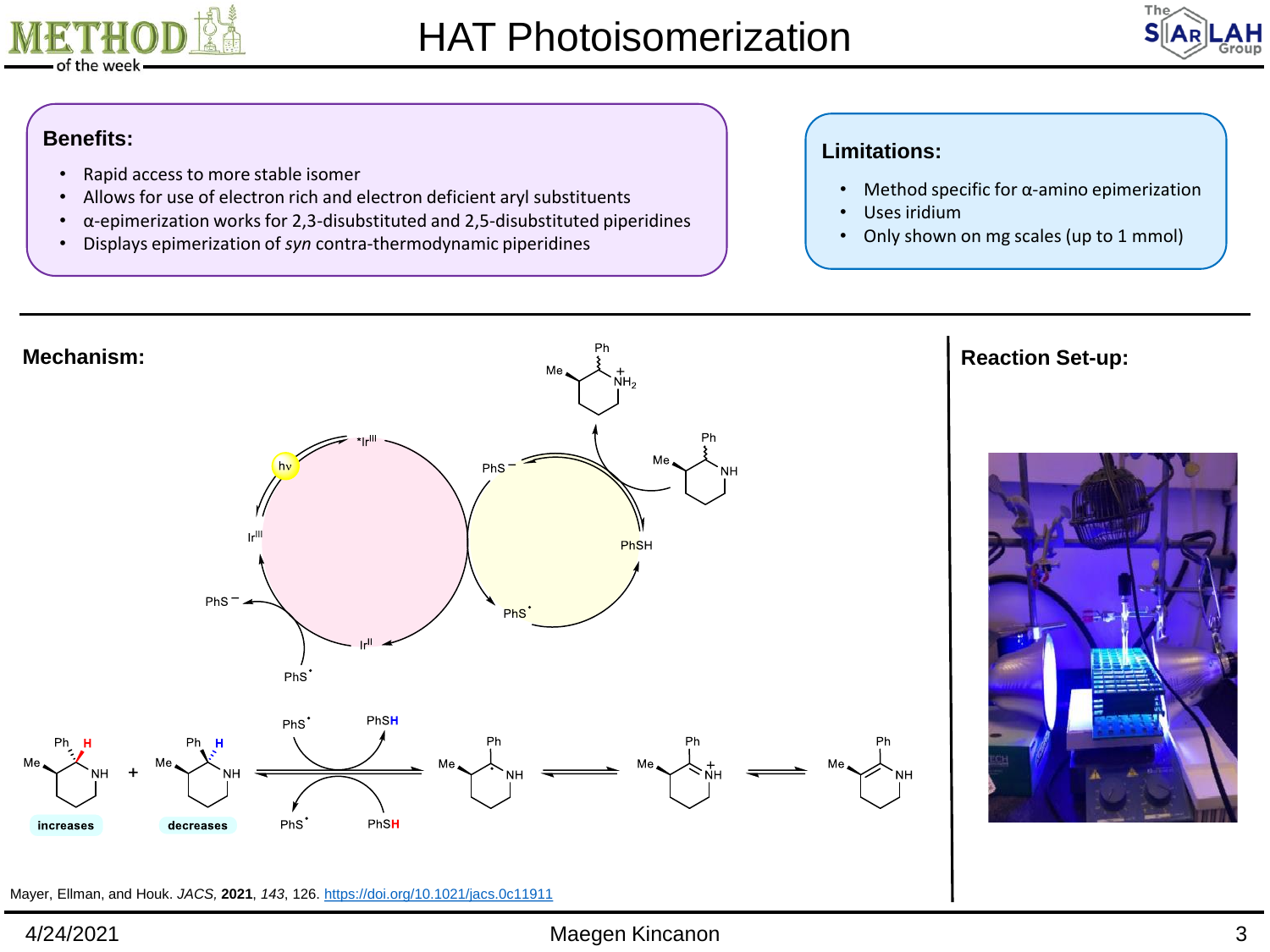# HAT Photoisomerization

**Benefits:**

- Rapid access to more stable isomer
- Allows for use of electron rich and electron deficient aryl substituents
- α-epimerization works for 2,3-disubstituted and 2,5-disubstituted piperidines
- Displays epimerization of *syn* contra-thermodynamic piperidines

**Limitations:**

- Method specific for α-amino epimerization
- Uses iridium
- Only shown on mg scales (up to 1 mmol)

## Mechanism:

hν, *Ir$^{III}$, Ir$^{III}$, Ir$^{II}$, PhS$^-$, PhS$^{\bullet}$, PhSH, $NH_2^+$, Me, Ph, NH

increases

decreases

## Reaction Set-up:

Mayer, Ellman, and Houk. *JACS*, **2021**, *143*, 126. https://doi.org/10.1021/jacs.0c11911

4/24/2021

Maegen Kincanon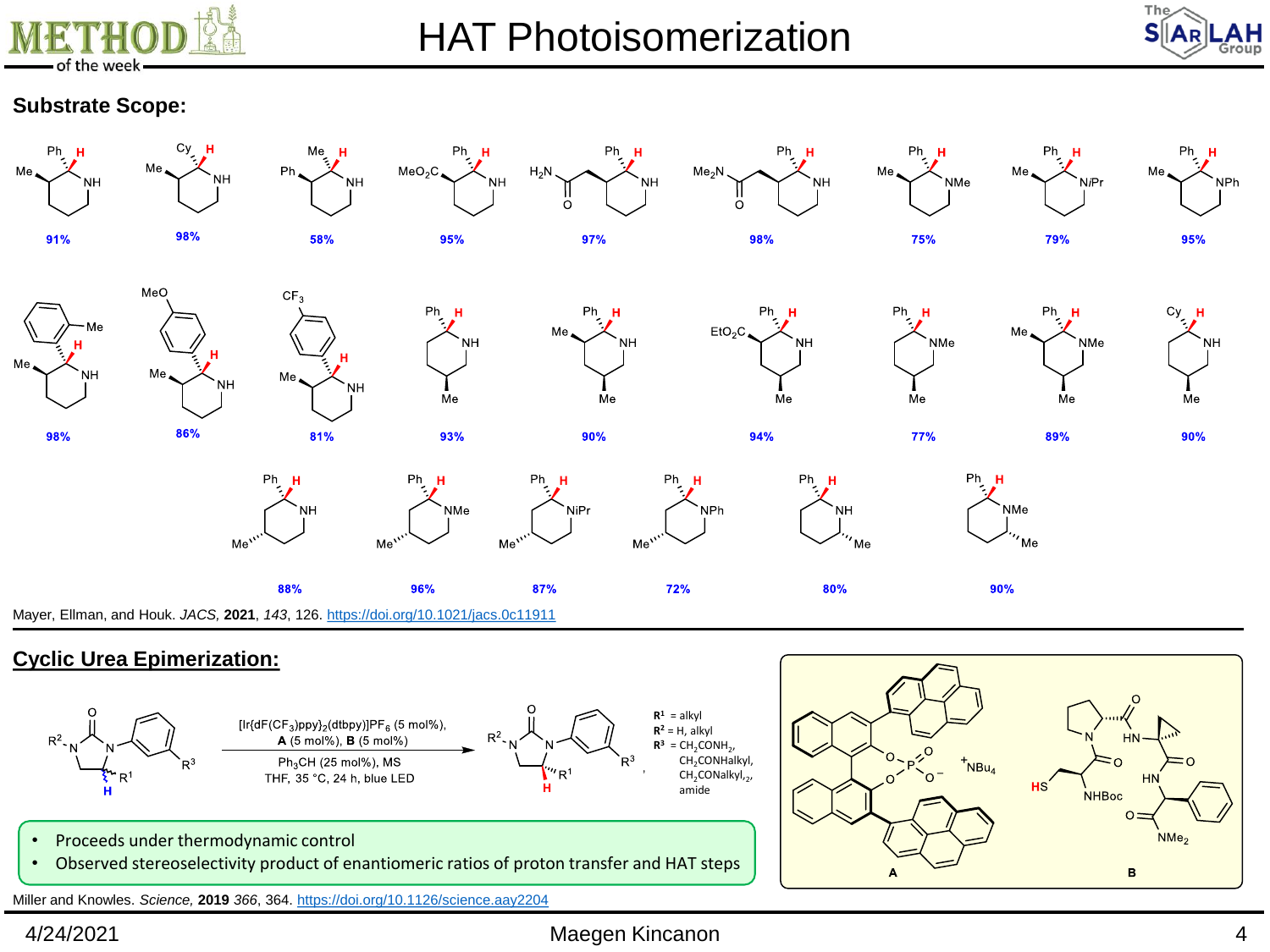# HAT Photoisomerization

## Substrate Scope:

91% · 98% · 58% · 95% · 97% · 98% · 75% · 79% · 95%

98% · 86% · 81% · 93% · 90% · 94% · 77% · 89% · 90%

88% · 96% · 87% · 72% · 80% · 90%

Mayer, Ellman, and Houk. *JACS*, **2021**, *143*, 126. https://doi.org/10.1021/jacs.0c11911

## Cyclic Urea Epimerization:

[Ir{dF($CF_3$)ppy}$_2$(dtbpy)]$PF_6$ (5 mol%), **A** (5 mol%), **B** (5 mol%)

$Ph_3CH$ (25 mol%), MS

THF, 35 °C, 24 h, blue LED

$R^1$ = alkyl
$R^2$ = H, alkyl
$R^3$ = $CH_2CONH_2$, $CH_2CONHalkyl$, $CH_2CONalkyl_2$, amide

- Proceeds under thermodynamic control
- Observed stereoselectivity product of enantiomeric ratios of proton transfer and HAT steps

**A** **B**

Miller and Knowles. *Science*, **2019** *366*, 364. https://doi.org/10.1126/science.aay2204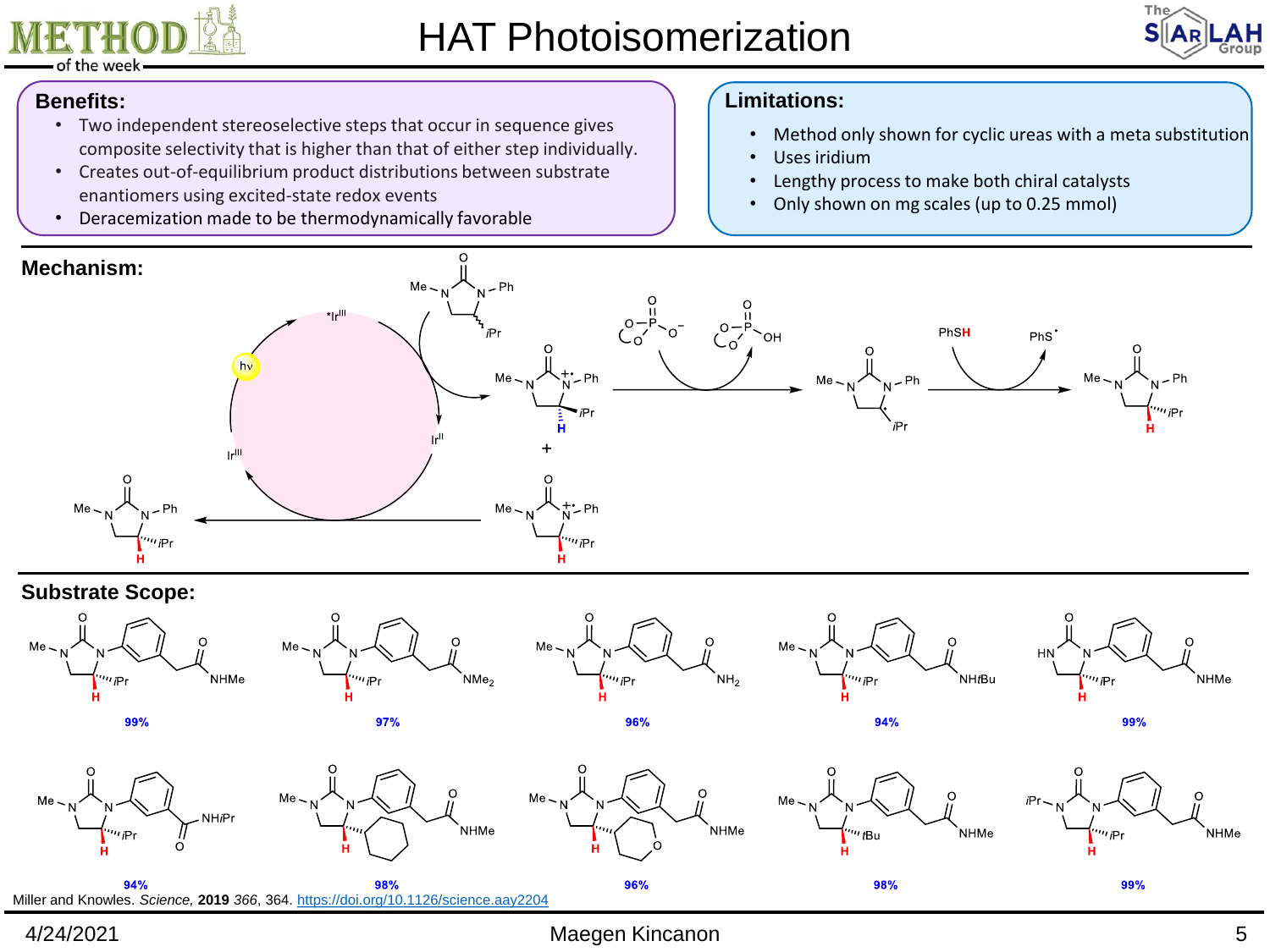# HAT Photoisomerization

## Benefits:

- Two independent stereoselective steps that occur in sequence gives composite selectivity that is higher than that of either step individually.
- Creates out-of-equilibrium product distributions between substrate enantiomers using excited-state redox events
- Deracemization made to be thermodynamically favorable

## Limitations:

- Method only shown for cyclic ureas with a meta substitution
- Uses iridium
- Lengthy process to make both chiral catalysts
- Only shown on mg scales (up to 0.25 mmol)

## Mechanism:

*Ir$^{III}$

hν

Ir$^{II}$

Ir$^{III}$

PhSH

PhS•

## Substrate Scope:

99%

97%

96%

94%

99%

94%

98%

96%

98%

99%

Miller and Knowles. *Science*, **2019** *366*, 364. https://doi.org/10.1126/science.aay2204

4/24/2021

Maegen Kincanon